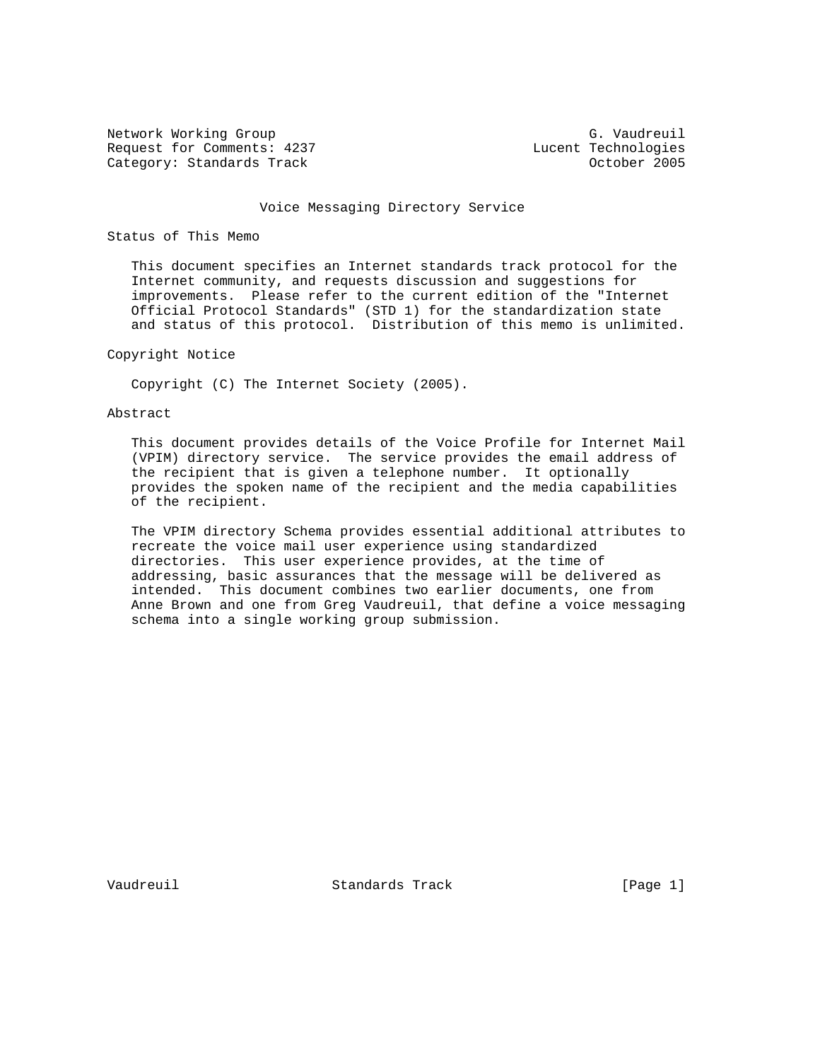Network Working Group G. Vaudreuil
Request for Comments: 4237 Lucent Technologies
Category: Standards Track October 2005

# Voice Messaging Directory Service

## Status of This Memo

This document specifies an Internet standards track protocol for the Internet community, and requests discussion and suggestions for improvements. Please refer to the current edition of the "Internet Official Protocol Standards" (STD 1) for the standardization state and status of this protocol. Distribution of this memo is unlimited.

## Copyright Notice

Copyright (C) The Internet Society (2005).

## Abstract

This document provides details of the Voice Profile for Internet Mail (VPIM) directory service. The service provides the email address of the recipient that is given a telephone number. It optionally provides the spoken name of the recipient and the media capabilities of the recipient.

The VPIM directory Schema provides essential additional attributes to recreate the voice mail user experience using standardized directories. This user experience provides, at the time of addressing, basic assurances that the message will be delivered as intended. This document combines two earlier documents, one from Anne Brown and one from Greg Vaudreuil, that define a voice messaging schema into a single working group submission.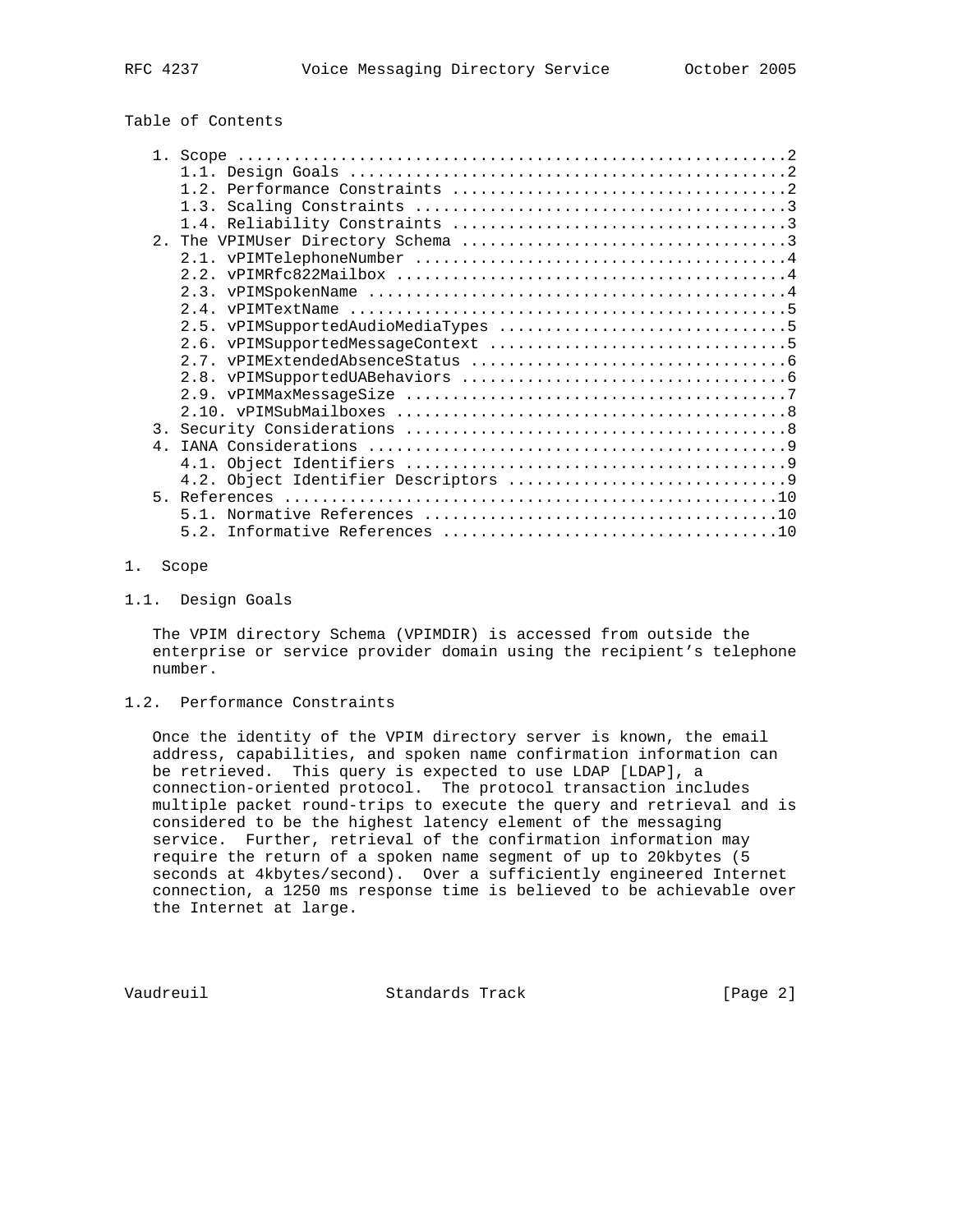## Table of Contents

- 1. Scope ..........................................................2
  - 1.1. Design Goals ..............................................2
  - 1.2. Performance Constraints ...................................2
  - 1.3. Scaling Constraints .......................................3
  - 1.4. Reliability Constraints ...................................3
- 2. The VPIMUser Directory Schema ..................................3
  - 2.1. vPIMTelephoneNumber .......................................4
  - 2.2. vPIMRfc822Mailbox .........................................4
  - 2.3. vPIMSpokenName ............................................4
  - 2.4. vPIMTextName ..............................................5
  - 2.5. vPIMSupportedAudioMediaTypes ..............................5
  - 2.6. vPIMSupportedMessageContext ...............................5
  - 2.7. vPIMExtendedAbsenceStatus .................................6
  - 2.8. vPIMSupportedUABehaviors ..................................6
  - 2.9. vPIMMaxMessageSize ........................................7
  - 2.10. vPIMSubMailboxes .........................................8
- 3. Security Considerations ........................................8
- 4. IANA Considerations ............................................9
  - 4.1. Object Identifiers ........................................9
  - 4.2. Object Identifier Descriptors .............................9
- 5. References ....................................................10
  - 5.1. Normative References .....................................10
  - 5.2. Informative References ...................................10

# 1. Scope

## 1.1. Design Goals

The VPIM directory Schema (VPIMDIR) is accessed from outside the enterprise or service provider domain using the recipient's telephone number.

## 1.2. Performance Constraints

Once the identity of the VPIM directory server is known, the email address, capabilities, and spoken name confirmation information can be retrieved. This query is expected to use LDAP [LDAP], a connection-oriented protocol. The protocol transaction includes multiple packet round-trips to execute the query and retrieval and is considered to be the highest latency element of the messaging service. Further, retrieval of the confirmation information may require the return of a spoken name segment of up to 20kbytes (5 seconds at 4kbytes/second). Over a sufficiently engineered Internet connection, a 1250 ms response time is believed to be achievable over the Internet at large.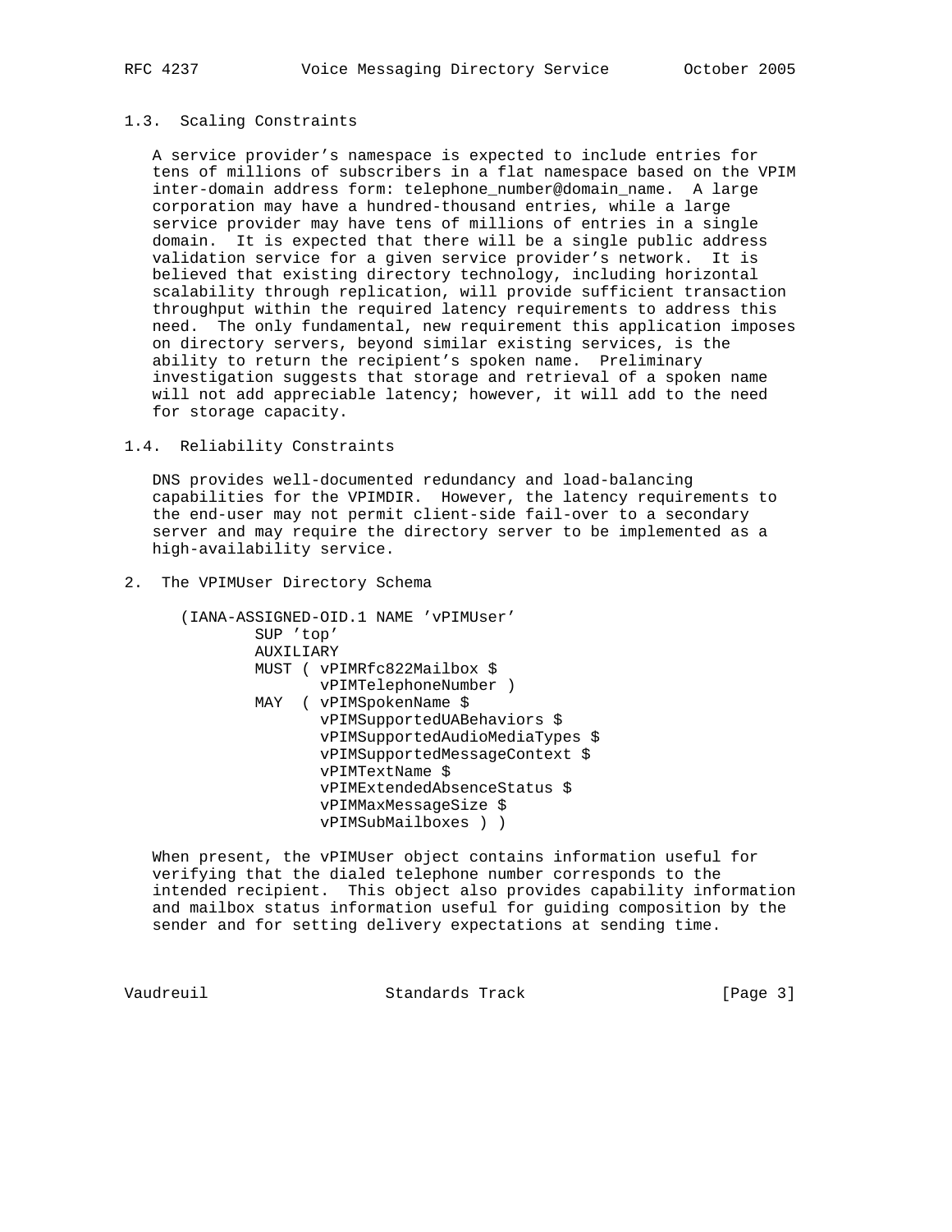### 1.3. Scaling Constraints

A service provider's namespace is expected to include entries for tens of millions of subscribers in a flat namespace based on the VPIM inter-domain address form: telephone_number@domain_name. A large corporation may have a hundred-thousand entries, while a large service provider may have tens of millions of entries in a single domain. It is expected that there will be a single public address validation service for a given service provider's network. It is believed that existing directory technology, including horizontal scalability through replication, will provide sufficient transaction throughput within the required latency requirements to address this need. The only fundamental, new requirement this application imposes on directory servers, beyond similar existing services, is the ability to return the recipient's spoken name. Preliminary investigation suggests that storage and retrieval of a spoken name will not add appreciable latency; however, it will add to the need for storage capacity.

### 1.4. Reliability Constraints

DNS provides well-documented redundancy and load-balancing capabilities for the VPIMDIR. However, the latency requirements to the end-user may not permit client-side fail-over to a secondary server and may require the directory server to be implemented as a high-availability service.

## 2. The VPIMUser Directory Schema

```
(IANA-ASSIGNED-OID.1 NAME 'vPIMUser'
        SUP 'top'
        AUXILIARY
        MUST ( vPIMRfc822Mailbox $
               vPIMTelephoneNumber )
        MAY  ( vPIMSpokenName $
               vPIMSupportedUABehaviors $
               vPIMSupportedAudioMediaTypes $
               vPIMSupportedMessageContext $
               vPIMTextName $
               vPIMExtendedAbsenceStatus $
               vPIMMaxMessageSize $
               vPIMSubMailboxes ) )
```

When present, the vPIMUser object contains information useful for verifying that the dialed telephone number corresponds to the intended recipient. This object also provides capability information and mailbox status information useful for guiding composition by the sender and for setting delivery expectations at sending time.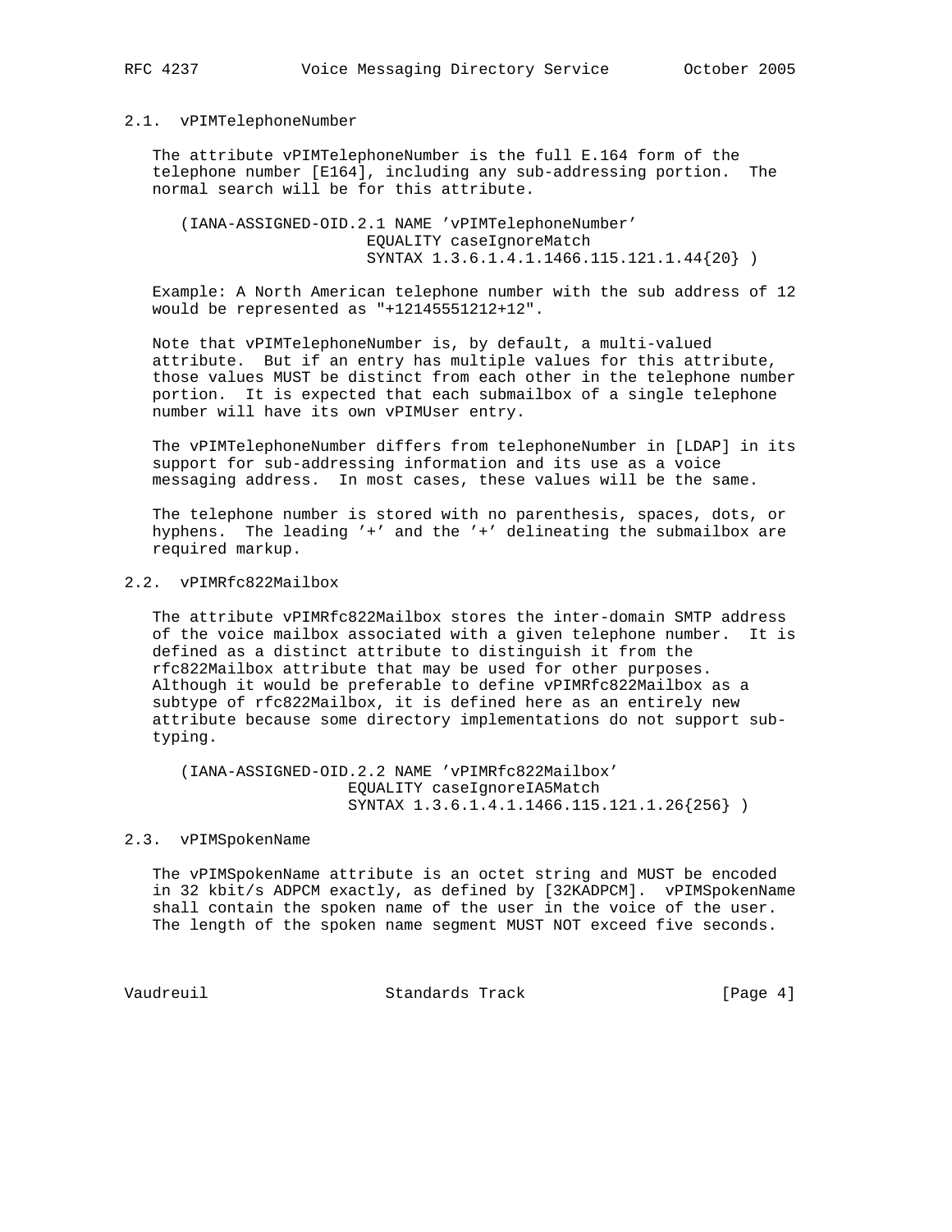### 2.1. vPIMTelephoneNumber

The attribute vPIMTelephoneNumber is the full E.164 form of the telephone number [E164], including any sub-addressing portion. The normal search will be for this attribute.

```
(IANA-ASSIGNED-OID.2.1 NAME 'vPIMTelephoneNumber'
                  EQUALITY caseIgnoreMatch
                  SYNTAX 1.3.6.1.4.1.1466.115.121.1.44{20} )
```

Example: A North American telephone number with the sub address of 12 would be represented as "+12145551212+12".

Note that vPIMTelephoneNumber is, by default, a multi-valued attribute. But if an entry has multiple values for this attribute, those values MUST be distinct from each other in the telephone number portion. It is expected that each submailbox of a single telephone number will have its own vPIMUser entry.

The vPIMTelephoneNumber differs from telephoneNumber in [LDAP] in its support for sub-addressing information and its use as a voice messaging address. In most cases, these values will be the same.

The telephone number is stored with no parenthesis, spaces, dots, or hyphens. The leading '+' and the '+' delineating the submailbox are required markup.

### 2.2. vPIMRfc822Mailbox

The attribute vPIMRfc822Mailbox stores the inter-domain SMTP address of the voice mailbox associated with a given telephone number. It is defined as a distinct attribute to distinguish it from the rfc822Mailbox attribute that may be used for other purposes. Although it would be preferable to define vPIMRfc822Mailbox as a subtype of rfc822Mailbox, it is defined here as an entirely new attribute because some directory implementations do not support sub-typing.

```
(IANA-ASSIGNED-OID.2.2 NAME 'vPIMRfc822Mailbox'
                EQUALITY caseIgnoreIA5Match
                SYNTAX 1.3.6.1.4.1.1466.115.121.1.26{256} )
```

### 2.3. vPIMSpokenName

The vPIMSpokenName attribute is an octet string and MUST be encoded in 32 kbit/s ADPCM exactly, as defined by [32KADPCM]. vPIMSpokenName shall contain the spoken name of the user in the voice of the user. The length of the spoken name segment MUST NOT exceed five seconds.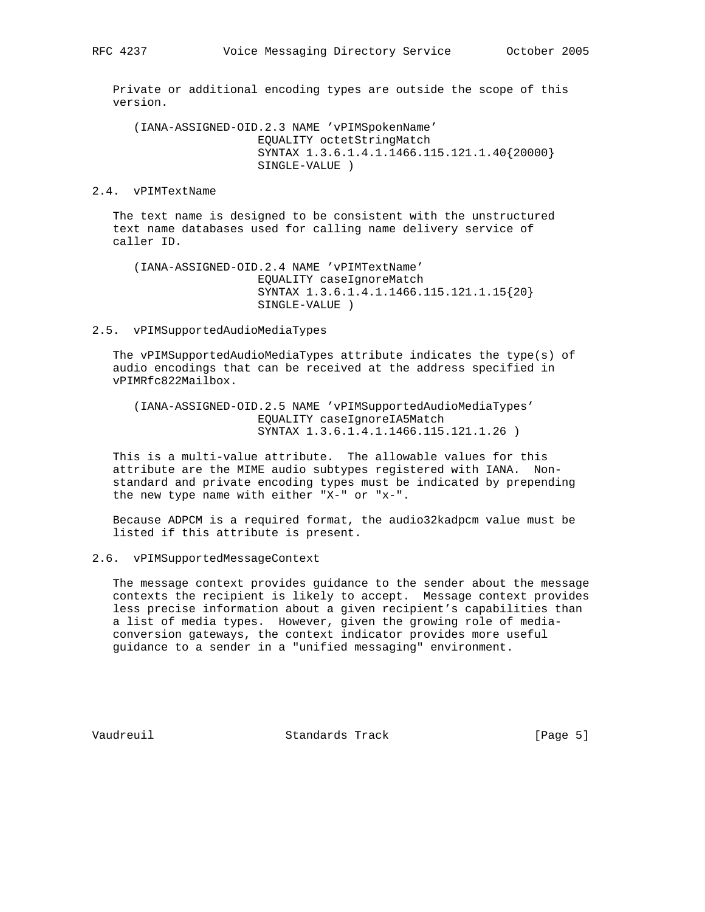Private or additional encoding types are outside the scope of this version.

```
(IANA-ASSIGNED-OID.2.3 NAME 'vPIMSpokenName'
                 EQUALITY octetStringMatch
                 SYNTAX 1.3.6.1.4.1.1466.115.121.1.40{20000}
                 SINGLE-VALUE )
```

## 2.4. vPIMTextName

The text name is designed to be consistent with the unstructured text name databases used for calling name delivery service of caller ID.

```
(IANA-ASSIGNED-OID.2.4 NAME 'vPIMTextName'
                 EQUALITY caseIgnoreMatch
                 SYNTAX 1.3.6.1.4.1.1466.115.121.1.15{20}
                 SINGLE-VALUE )
```

## 2.5. vPIMSupportedAudioMediaTypes

The vPIMSupportedAudioMediaTypes attribute indicates the type(s) of audio encodings that can be received at the address specified in vPIMRfc822Mailbox.

```
(IANA-ASSIGNED-OID.2.5 NAME 'vPIMSupportedAudioMediaTypes'
                 EQUALITY caseIgnoreIA5Match
                 SYNTAX 1.3.6.1.4.1.1466.115.121.1.26 )
```

This is a multi-value attribute. The allowable values for this attribute are the MIME audio subtypes registered with IANA. Non-standard and private encoding types must be indicated by prepending the new type name with either "X-" or "x-".

Because ADPCM is a required format, the audio32kadpcm value must be listed if this attribute is present.

## 2.6. vPIMSupportedMessageContext

The message context provides guidance to the sender about the message contexts the recipient is likely to accept. Message context provides less precise information about a given recipient's capabilities than a list of media types. However, given the growing role of media-conversion gateways, the context indicator provides more useful guidance to a sender in a "unified messaging" environment.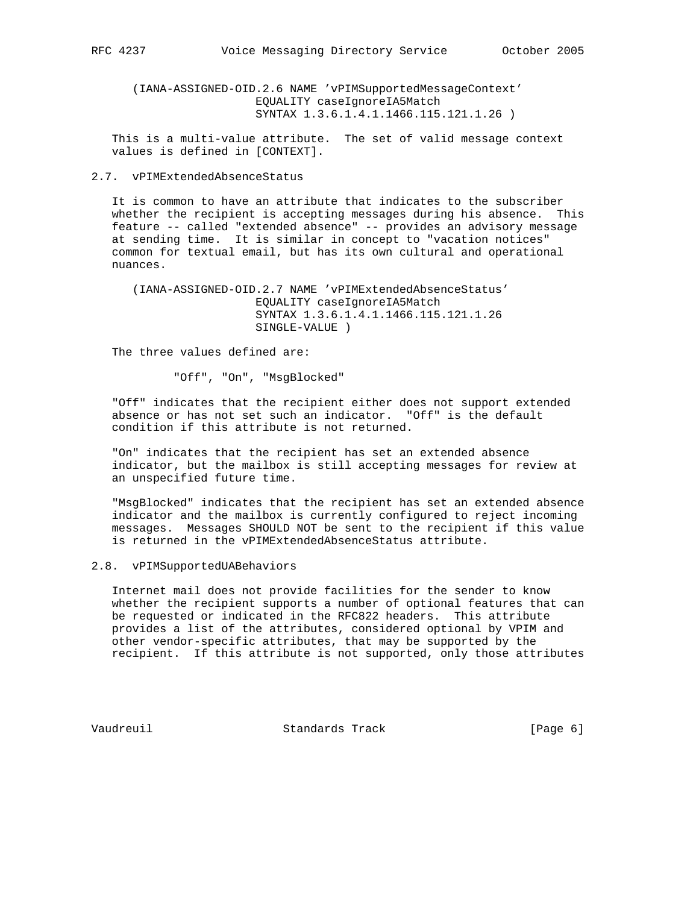```
(IANA-ASSIGNED-OID.2.6 NAME 'vPIMSupportedMessageContext'
                EQUALITY caseIgnoreIA5Match
                SYNTAX 1.3.6.1.4.1.1466.115.121.1.26 )
```

This is a multi-value attribute. The set of valid message context values is defined in [CONTEXT].

## 2.7. vPIMExtendedAbsenceStatus

It is common to have an attribute that indicates to the subscriber whether the recipient is accepting messages during his absence. This feature -- called "extended absence" -- provides an advisory message at sending time. It is similar in concept to "vacation notices" common for textual email, but has its own cultural and operational nuances.

```
(IANA-ASSIGNED-OID.2.7 NAME 'vPIMExtendedAbsenceStatus'
                EQUALITY caseIgnoreIA5Match
                SYNTAX 1.3.6.1.4.1.1466.115.121.1.26
                SINGLE-VALUE )
```

The three values defined are:

"Off", "On", "MsgBlocked"

"Off" indicates that the recipient either does not support extended absence or has not set such an indicator. "Off" is the default condition if this attribute is not returned.

"On" indicates that the recipient has set an extended absence indicator, but the mailbox is still accepting messages for review at an unspecified future time.

"MsgBlocked" indicates that the recipient has set an extended absence indicator and the mailbox is currently configured to reject incoming messages. Messages SHOULD NOT be sent to the recipient if this value is returned in the vPIMExtendedAbsenceStatus attribute.

## 2.8. vPIMSupportedUABehaviors

Internet mail does not provide facilities for the sender to know whether the recipient supports a number of optional features that can be requested or indicated in the RFC822 headers. This attribute provides a list of the attributes, considered optional by VPIM and other vendor-specific attributes, that may be supported by the recipient. If this attribute is not supported, only those attributes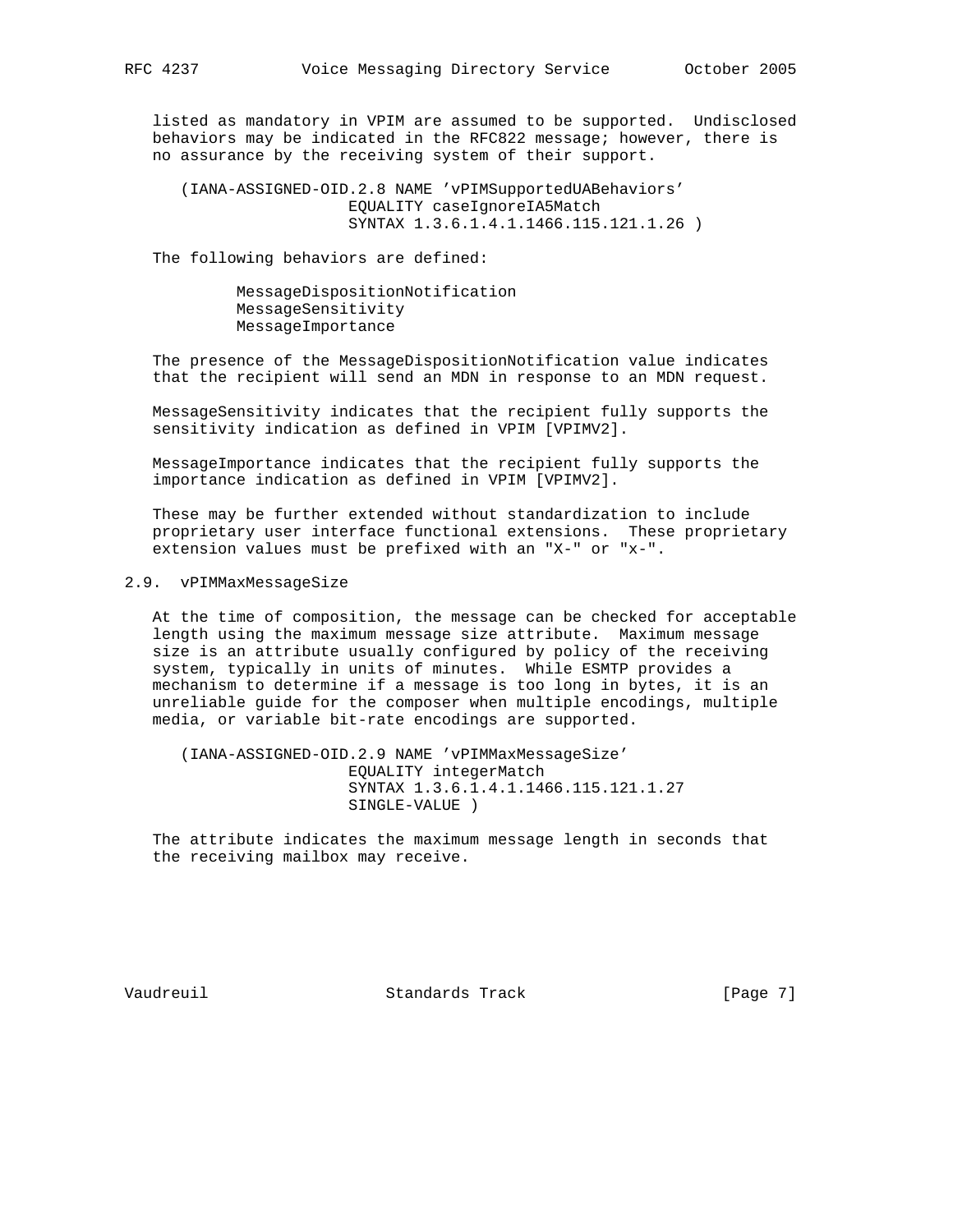listed as mandatory in VPIM are assumed to be supported. Undisclosed behaviors may be indicated in the RFC822 message; however, there is no assurance by the receiving system of their support.

```
(IANA-ASSIGNED-OID.2.8 NAME 'vPIMSupportedUABehaviors'
                 EQUALITY caseIgnoreIA5Match
                 SYNTAX 1.3.6.1.4.1.1466.115.121.1.26 )
```

The following behaviors are defined:

```
MessageDispositionNotification
MessageSensitivity
MessageImportance
```

The presence of the MessageDispositionNotification value indicates that the recipient will send an MDN in response to an MDN request.

MessageSensitivity indicates that the recipient fully supports the sensitivity indication as defined in VPIM [VPIMV2].

MessageImportance indicates that the recipient fully supports the importance indication as defined in VPIM [VPIMV2].

These may be further extended without standardization to include proprietary user interface functional extensions. These proprietary extension values must be prefixed with an "X-" or "x-".

## 2.9. vPIMMaxMessageSize

At the time of composition, the message can be checked for acceptable length using the maximum message size attribute. Maximum message size is an attribute usually configured by policy of the receiving system, typically in units of minutes. While ESMTP provides a mechanism to determine if a message is too long in bytes, it is an unreliable guide for the composer when multiple encodings, multiple media, or variable bit-rate encodings are supported.

```
(IANA-ASSIGNED-OID.2.9 NAME 'vPIMMaxMessageSize'
                 EQUALITY integerMatch
                 SYNTAX 1.3.6.1.4.1.1466.115.121.1.27
                 SINGLE-VALUE )
```

The attribute indicates the maximum message length in seconds that the receiving mailbox may receive.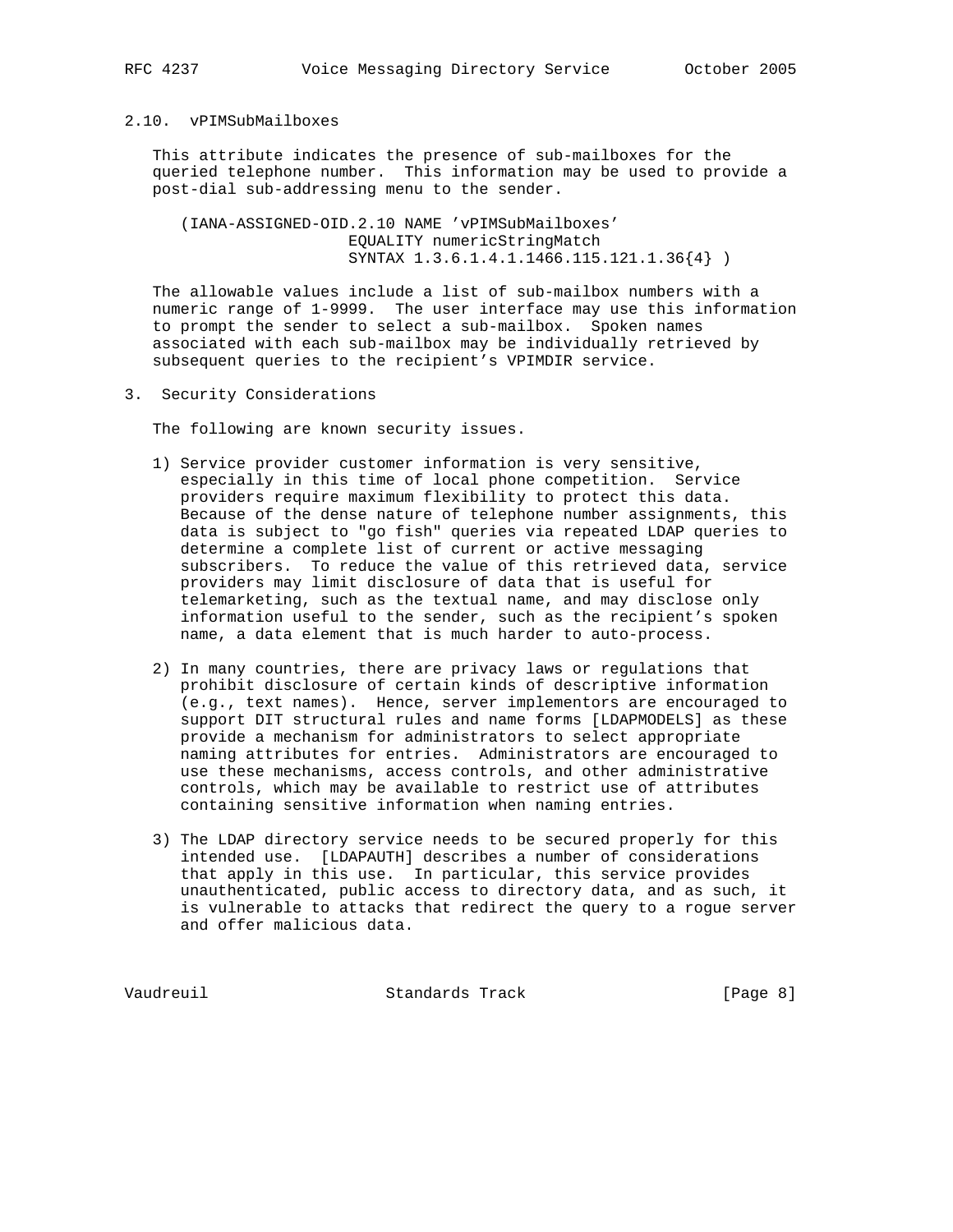### 2.10. vPIMSubMailboxes

This attribute indicates the presence of sub-mailboxes for the queried telephone number. This information may be used to provide a post-dial sub-addressing menu to the sender.

```
(IANA-ASSIGNED-OID.2.10 NAME 'vPIMSubMailboxes'
                  EQUALITY numericStringMatch
                  SYNTAX 1.3.6.1.4.1.1466.115.121.1.36{4} )
```

The allowable values include a list of sub-mailbox numbers with a numeric range of 1-9999. The user interface may use this information to prompt the sender to select a sub-mailbox. Spoken names associated with each sub-mailbox may be individually retrieved by subsequent queries to the recipient's VPIMDIR service.

## 3. Security Considerations

The following are known security issues.

1) Service provider customer information is very sensitive, especially in this time of local phone competition. Service providers require maximum flexibility to protect this data. Because of the dense nature of telephone number assignments, this data is subject to "go fish" queries via repeated LDAP queries to determine a complete list of current or active messaging subscribers. To reduce the value of this retrieved data, service providers may limit disclosure of data that is useful for telemarketing, such as the textual name, and may disclose only information useful to the sender, such as the recipient's spoken name, a data element that is much harder to auto-process.

2) In many countries, there are privacy laws or regulations that prohibit disclosure of certain kinds of descriptive information (e.g., text names). Hence, server implementors are encouraged to support DIT structural rules and name forms [LDAPMODELS] as these provide a mechanism for administrators to select appropriate naming attributes for entries. Administrators are encouraged to use these mechanisms, access controls, and other administrative controls, which may be available to restrict use of attributes containing sensitive information when naming entries.

3) The LDAP directory service needs to be secured properly for this intended use. [LDAPAUTH] describes a number of considerations that apply in this use. In particular, this service provides unauthenticated, public access to directory data, and as such, it is vulnerable to attacks that redirect the query to a rogue server and offer malicious data.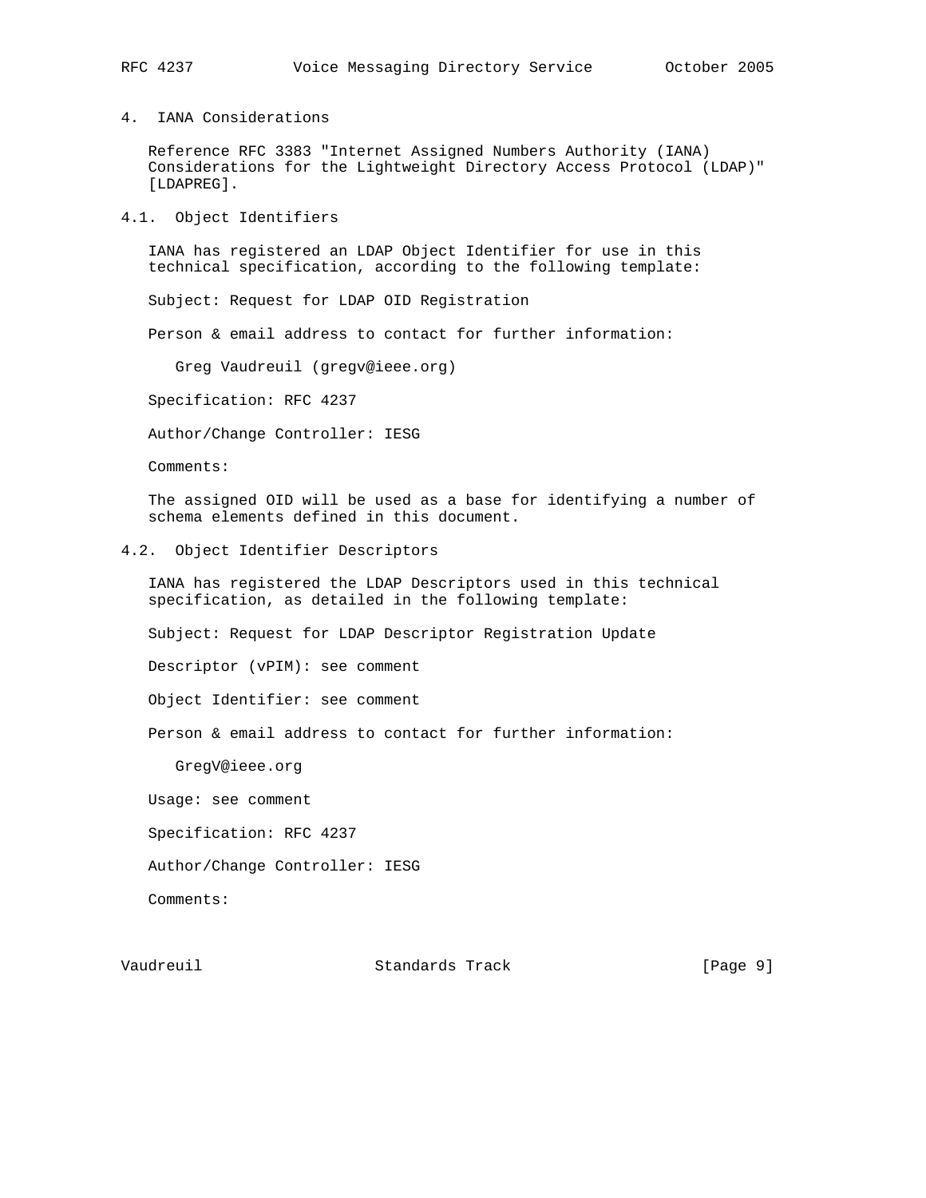## 4. IANA Considerations

Reference RFC 3383 "Internet Assigned Numbers Authority (IANA) Considerations for the Lightweight Directory Access Protocol (LDAP)" [LDAPREG].

### 4.1. Object Identifiers

IANA has registered an LDAP Object Identifier for use in this technical specification, according to the following template:

Subject: Request for LDAP OID Registration

Person & email address to contact for further information:

Greg Vaudreuil (gregv@ieee.org)

Specification: RFC 4237

Author/Change Controller: IESG

Comments:

The assigned OID will be used as a base for identifying a number of schema elements defined in this document.

### 4.2. Object Identifier Descriptors

IANA has registered the LDAP Descriptors used in this technical specification, as detailed in the following template:

Subject: Request for LDAP Descriptor Registration Update

Descriptor (vPIM): see comment

Object Identifier: see comment

Person & email address to contact for further information:

GregV@ieee.org

Usage: see comment

Specification: RFC 4237

Author/Change Controller: IESG

Comments: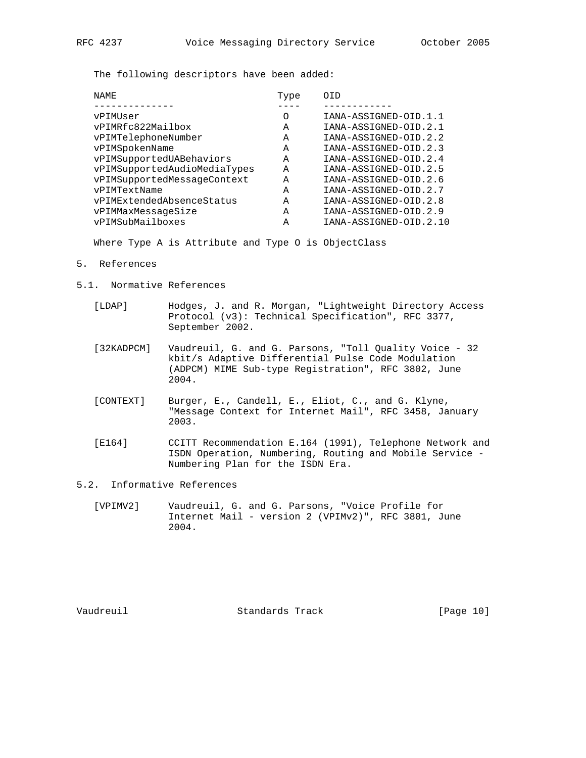The following descriptors have been added:

| NAME | Type | OID |
|---|---|---|
| vPIMUser | O | IANA-ASSIGNED-OID.1.1 |
| vPIMRfc822Mailbox | A | IANA-ASSIGNED-OID.2.1 |
| vPIMTelephoneNumber | A | IANA-ASSIGNED-OID.2.2 |
| vPIMSpokenName | A | IANA-ASSIGNED-OID.2.3 |
| vPIMSupportedUABehaviors | A | IANA-ASSIGNED-OID.2.4 |
| vPIMSupportedAudioMediaTypes | A | IANA-ASSIGNED-OID.2.5 |
| vPIMSupportedMessageContext | A | IANA-ASSIGNED-OID.2.6 |
| vPIMTextName | A | IANA-ASSIGNED-OID.2.7 |
| vPIMExtendedAbsenceStatus | A | IANA-ASSIGNED-OID.2.8 |
| vPIMMaxMessageSize | A | IANA-ASSIGNED-OID.2.9 |
| vPIMSubMailboxes | A | IANA-ASSIGNED-OID.2.10 |

Where Type A is Attribute and Type O is ObjectClass

## 5. References

### 5.1. Normative References

[LDAP] Hodges, J. and R. Morgan, "Lightweight Directory Access Protocol (v3): Technical Specification", RFC 3377, September 2002.

[32KADPCM] Vaudreuil, G. and G. Parsons, "Toll Quality Voice - 32 kbit/s Adaptive Differential Pulse Code Modulation (ADPCM) MIME Sub-type Registration", RFC 3802, June 2004.

[CONTEXT] Burger, E., Candell, E., Eliot, C., and G. Klyne, "Message Context for Internet Mail", RFC 3458, January 2003.

[E164] CCITT Recommendation E.164 (1991), Telephone Network and ISDN Operation, Numbering, Routing and Mobile Service - Numbering Plan for the ISDN Era.

### 5.2. Informative References

[VPIMV2] Vaudreuil, G. and G. Parsons, "Voice Profile for Internet Mail - version 2 (VPIMv2)", RFC 3801, June 2004.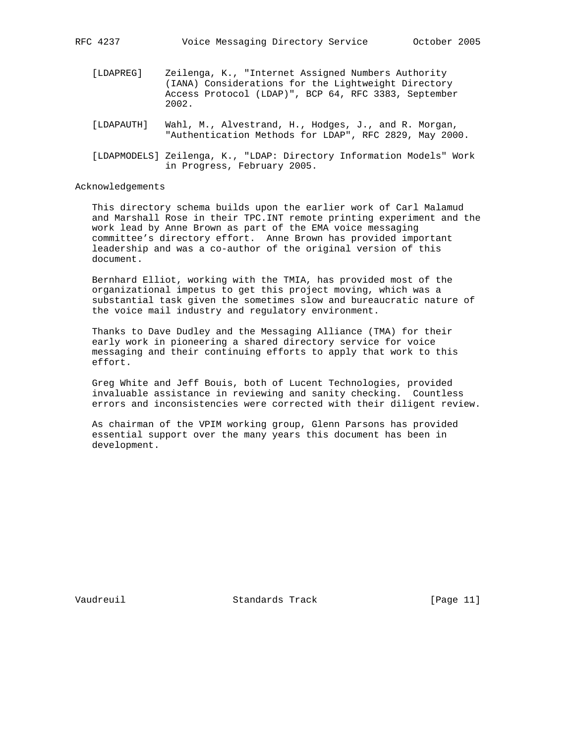[LDAPREG] Zeilenga, K., "Internet Assigned Numbers Authority (IANA) Considerations for the Lightweight Directory Access Protocol (LDAP)", BCP 64, RFC 3383, September 2002.

[LDAPAUTH] Wahl, M., Alvestrand, H., Hodges, J., and R. Morgan, "Authentication Methods for LDAP", RFC 2829, May 2000.

[LDAPMODELS] Zeilenga, K., "LDAP: Directory Information Models" Work in Progress, February 2005.

## Acknowledgements

This directory schema builds upon the earlier work of Carl Malamud and Marshall Rose in their TPC.INT remote printing experiment and the work lead by Anne Brown as part of the EMA voice messaging committee’s directory effort. Anne Brown has provided important leadership and was a co-author of the original version of this document.

Bernhard Elliot, working with the TMIA, has provided most of the organizational impetus to get this project moving, which was a substantial task given the sometimes slow and bureaucratic nature of the voice mail industry and regulatory environment.

Thanks to Dave Dudley and the Messaging Alliance (TMA) for their early work in pioneering a shared directory service for voice messaging and their continuing efforts to apply that work to this effort.

Greg White and Jeff Bouis, both of Lucent Technologies, provided invaluable assistance in reviewing and sanity checking. Countless errors and inconsistencies were corrected with their diligent review.

As chairman of the VPIM working group, Glenn Parsons has provided essential support over the many years this document has been in development.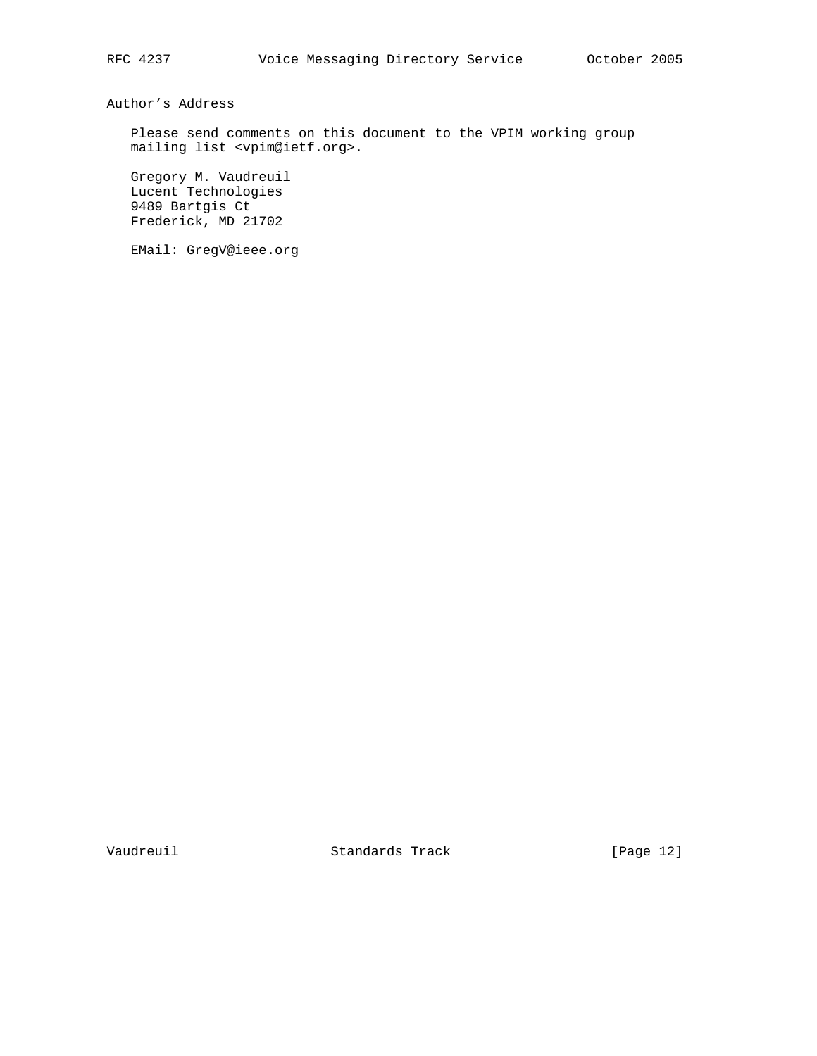## Author's Address

Please send comments on this document to the VPIM working group mailing list <vpim@ietf.org>.

Gregory M. Vaudreuil
Lucent Technologies
9489 Bartgis Ct
Frederick, MD 21702

EMail: GregV@ieee.org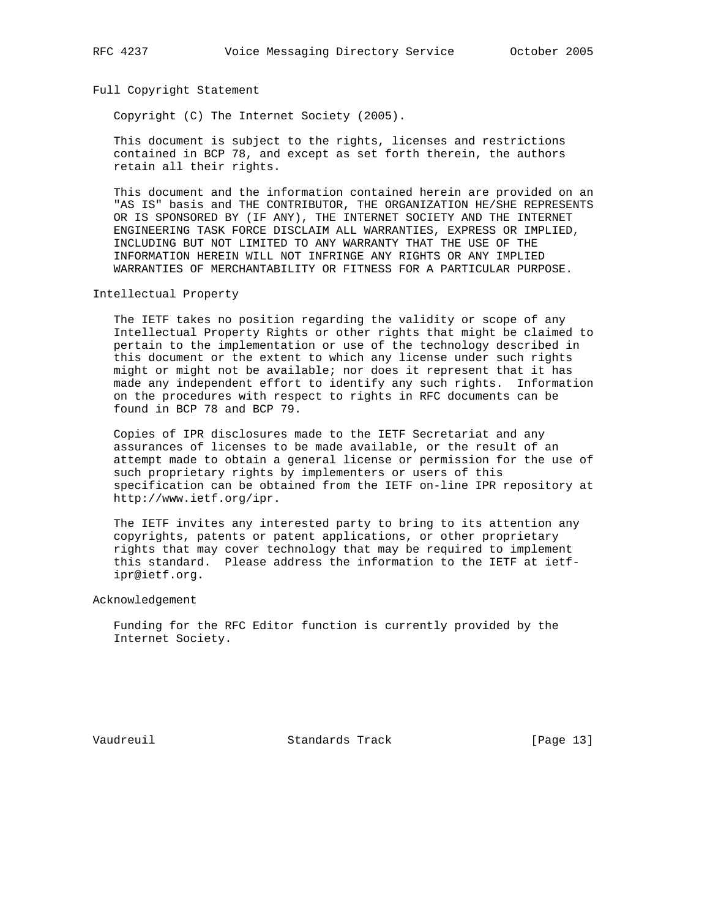## Full Copyright Statement

Copyright (C) The Internet Society (2005).

This document is subject to the rights, licenses and restrictions contained in BCP 78, and except as set forth therein, the authors retain all their rights.

This document and the information contained herein are provided on an "AS IS" basis and THE CONTRIBUTOR, THE ORGANIZATION HE/SHE REPRESENTS OR IS SPONSORED BY (IF ANY), THE INTERNET SOCIETY AND THE INTERNET ENGINEERING TASK FORCE DISCLAIM ALL WARRANTIES, EXPRESS OR IMPLIED, INCLUDING BUT NOT LIMITED TO ANY WARRANTY THAT THE USE OF THE INFORMATION HEREIN WILL NOT INFRINGE ANY RIGHTS OR ANY IMPLIED WARRANTIES OF MERCHANTABILITY OR FITNESS FOR A PARTICULAR PURPOSE.

## Intellectual Property

The IETF takes no position regarding the validity or scope of any Intellectual Property Rights or other rights that might be claimed to pertain to the implementation or use of the technology described in this document or the extent to which any license under such rights might or might not be available; nor does it represent that it has made any independent effort to identify any such rights. Information on the procedures with respect to rights in RFC documents can be found in BCP 78 and BCP 79.

Copies of IPR disclosures made to the IETF Secretariat and any assurances of licenses to be made available, or the result of an attempt made to obtain a general license or permission for the use of such proprietary rights by implementers or users of this specification can be obtained from the IETF on-line IPR repository at http://www.ietf.org/ipr.

The IETF invites any interested party to bring to its attention any copyrights, patents or patent applications, or other proprietary rights that may cover technology that may be required to implement this standard. Please address the information to the IETF at ietf-ipr@ietf.org.

## Acknowledgement

Funding for the RFC Editor function is currently provided by the Internet Society.